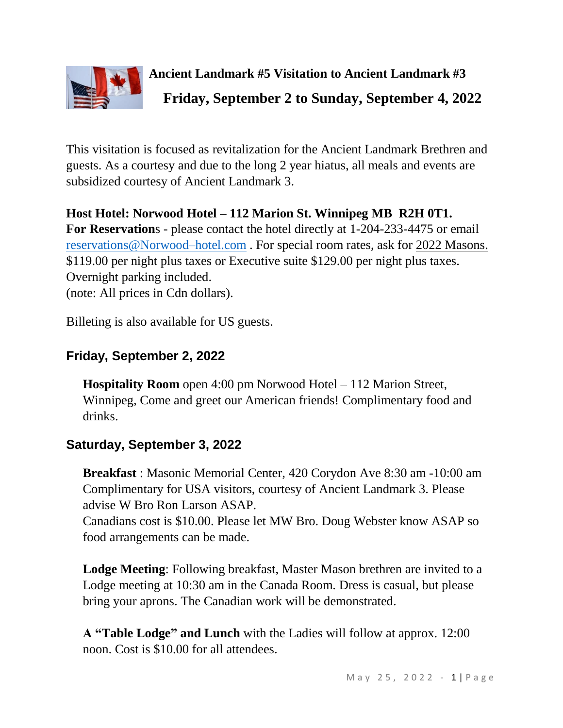**Ancient Landmark #5 Visitation to Ancient Landmark #3**

## Friday, September 2 to Sunday, September 4, 2022

This visitation is focused as revitalization for the Ancient Landmark Brethren and guests. As a courtesy and due to the long 2 year hiatus, all meals and events are subsidized courtesy of Ancient Landmark 3.

**Host Hotel: Norwood Hotel – 112 Marion St. Winnipeg MB R2H 0T1.**
**For Reservations** - please contact the hotel directly at 1-204-233-4475 or email reservations@Norwood–hotel.com . For special room rates, ask for 2022 Masons. $119.00 per night plus taxes or Executive suite $129.00 per night plus taxes. Overnight parking included.
(note: All prices in Cdn dollars).

Billeting is also available for US guests.

## Friday, September 2, 2022

**Hospitality Room** open 4:00 pm Norwood Hotel – 112 Marion Street, Winnipeg, Come and greet our American friends! Complimentary food and drinks.

## Saturday, September 3, 2022

**Breakfast** : Masonic Memorial Center, 420 Corydon Ave 8:30 am -10:00 am Complimentary for USA visitors, courtesy of Ancient Landmark 3. Please advise W Bro Ron Larson ASAP.
Canadians cost is $10.00. Please let MW Bro. Doug Webster know ASAP so food arrangements can be made.

**Lodge Meeting**: Following breakfast, Master Mason brethren are invited to a Lodge meeting at 10:30 am in the Canada Room. Dress is casual, but please bring your aprons. The Canadian work will be demonstrated.

**A "Table Lodge" and Lunch** with the Ladies will follow at approx. 12:00 noon. Cost is $10.00 for all attendees.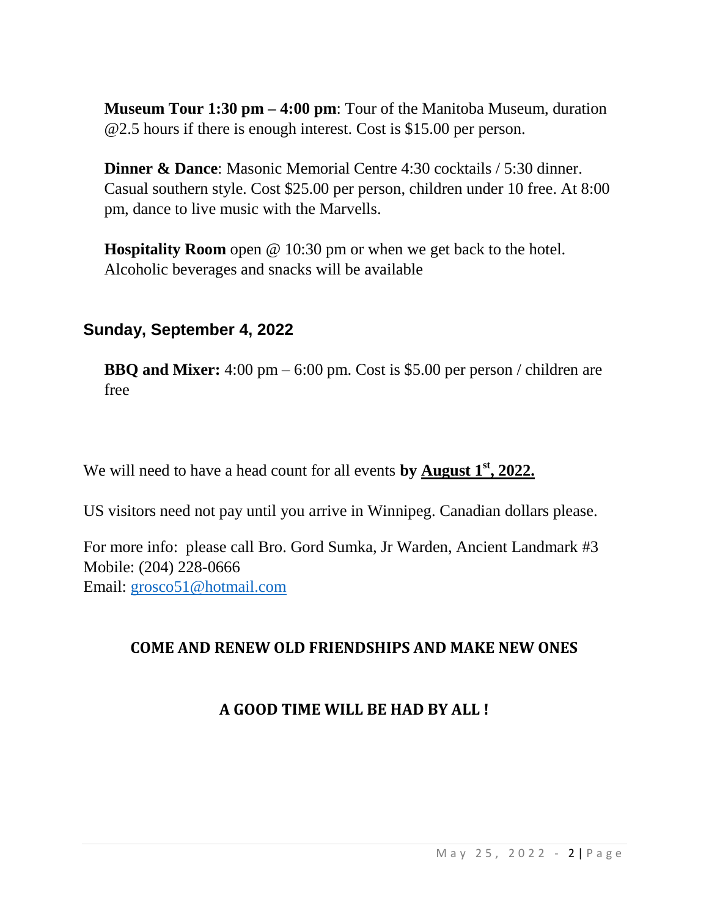**Museum Tour 1:30 pm – 4:00 pm**: Tour of the Manitoba Museum, duration @2.5 hours if there is enough interest. Cost is $15.00 per person.

**Dinner & Dance**: Masonic Memorial Centre 4:30 cocktails / 5:30 dinner. Casual southern style. Cost $25.00 per person, children under 10 free. At 8:00 pm, dance to live music with the Marvells.

**Hospitality Room** open @ 10:30 pm or when we get back to the hotel. Alcoholic beverages and snacks will be available

## Sunday, September 4, 2022

**BBQ and Mixer:** 4:00 pm – 6:00 pm. Cost is $5.00 per person / children are free

We will need to have a head count for all events **by August 1st, 2022.**

US visitors need not pay until you arrive in Winnipeg. Canadian dollars please.

For more info: please call Bro. Gord Sumka, Jr Warden, Ancient Landmark #3
Mobile: (204) 228-0666
Email: grosco51@hotmail.com

**COME AND RENEW OLD FRIENDSHIPS AND MAKE NEW ONES**

**A GOOD TIME WILL BE HAD BY ALL !**